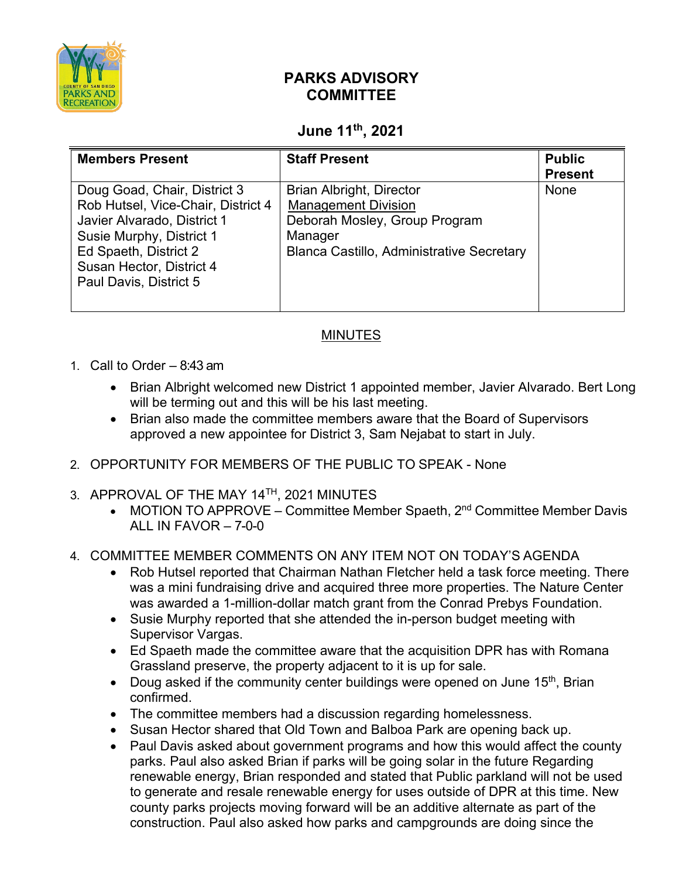# PARKS ADVISORY COMMITTEE

## June 11th, 2021

| Members Present | Staff Present | Public Present |
|---|---|---|
| Doug Goad, Chair, District 3<br>Rob Hutsel, Vice-Chair, District 4<br>Javier Alvarado, District 1<br>Susie Murphy, District 1<br>Ed Spaeth, District 2<br>Susan Hector, District 4<br>Paul Davis, District 5 | Brian Albright, Director<br>Management Division<br>Deborah Mosley, Group Program Manager<br>Blanca Castillo, Administrative Secretary | None |

## MINUTES

1. Call to Order – 8:43 am
   - Brian Albright welcomed new District 1 appointed member, Javier Alvarado. Bert Long will be terming out and this will be his last meeting.
   - Brian also made the committee members aware that the Board of Supervisors approved a new appointee for District 3, Sam Nejabat to start in July.

2. OPPORTUNITY FOR MEMBERS OF THE PUBLIC TO SPEAK - None

3. APPROVAL OF THE MAY 14TH, 2021 MINUTES
   - MOTION TO APPROVE – Committee Member Spaeth, 2nd Committee Member Davis ALL IN FAVOR – 7-0-0

4. COMMITTEE MEMBER COMMENTS ON ANY ITEM NOT ON TODAY'S AGENDA
   - Rob Hutsel reported that Chairman Nathan Fletcher held a task force meeting. There was a mini fundraising drive and acquired three more properties. The Nature Center was awarded a 1-million-dollar match grant from the Conrad Prebys Foundation.
   - Susie Murphy reported that she attended the in-person budget meeting with Supervisor Vargas.
   - Ed Spaeth made the committee aware that the acquisition DPR has with Romana Grassland preserve, the property adjacent to it is up for sale.
   - Doug asked if the community center buildings were opened on June 15th, Brian confirmed.
   - The committee members had a discussion regarding homelessness.
   - Susan Hector shared that Old Town and Balboa Park are opening back up.
   - Paul Davis asked about government programs and how this would affect the county parks. Paul also asked Brian if parks will be going solar in the future Regarding renewable energy, Brian responded and stated that Public parkland will not be used to generate and resale renewable energy for uses outside of DPR at this time. New county parks projects moving forward will be an additive alternate as part of the construction. Paul also asked how parks and campgrounds are doing since the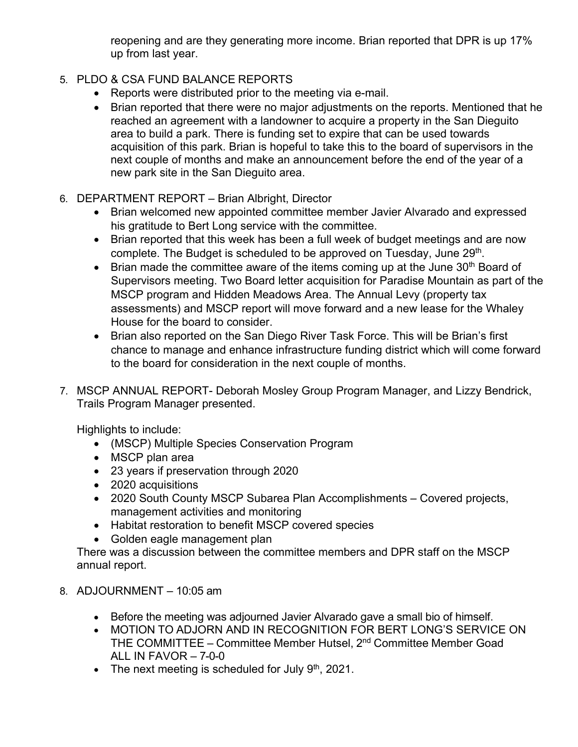reopening and are they generating more income. Brian reported that DPR is up 17% up from last year.

5. PLDO & CSA FUND BALANCE REPORTS
   - Reports were distributed prior to the meeting via e-mail.
   - Brian reported that there were no major adjustments on the reports. Mentioned that he reached an agreement with a landowner to acquire a property in the San Dieguito area to build a park. There is funding set to expire that can be used towards acquisition of this park. Brian is hopeful to take this to the board of supervisors in the next couple of months and make an announcement before the end of the year of a new park site in the San Dieguito area.

6. DEPARTMENT REPORT – Brian Albright, Director
   - Brian welcomed new appointed committee member Javier Alvarado and expressed his gratitude to Bert Long service with the committee.
   - Brian reported that this week has been a full week of budget meetings and are now complete. The Budget is scheduled to be approved on Tuesday, June 29th.
   - Brian made the committee aware of the items coming up at the June 30th Board of Supervisors meeting. Two Board letter acquisition for Paradise Mountain as part of the MSCP program and Hidden Meadows Area. The Annual Levy (property tax assessments) and MSCP report will move forward and a new lease for the Whaley House for the board to consider.
   - Brian also reported on the San Diego River Task Force. This will be Brian's first chance to manage and enhance infrastructure funding district which will come forward to the board for consideration in the next couple of months.

7. MSCP ANNUAL REPORT- Deborah Mosley Group Program Manager, and Lizzy Bendrick, Trails Program Manager presented.

   Highlights to include:
   - (MSCP) Multiple Species Conservation Program
   - MSCP plan area
   - 23 years if preservation through 2020
   - 2020 acquisitions
   - 2020 South County MSCP Subarea Plan Accomplishments – Covered projects, management activities and monitoring
   - Habitat restoration to benefit MSCP covered species
   - Golden eagle management plan

   There was a discussion between the committee members and DPR staff on the MSCP annual report.

8. ADJOURNMENT – 10:05 am

   - Before the meeting was adjourned Javier Alvarado gave a small bio of himself.
   - MOTION TO ADJORN AND IN RECOGNITION FOR BERT LONG'S SERVICE ON THE COMMITTEE – Committee Member Hutsel, 2nd Committee Member Goad  
     ALL IN FAVOR – 7-0-0
   - The next meeting is scheduled for July 9th, 2021.